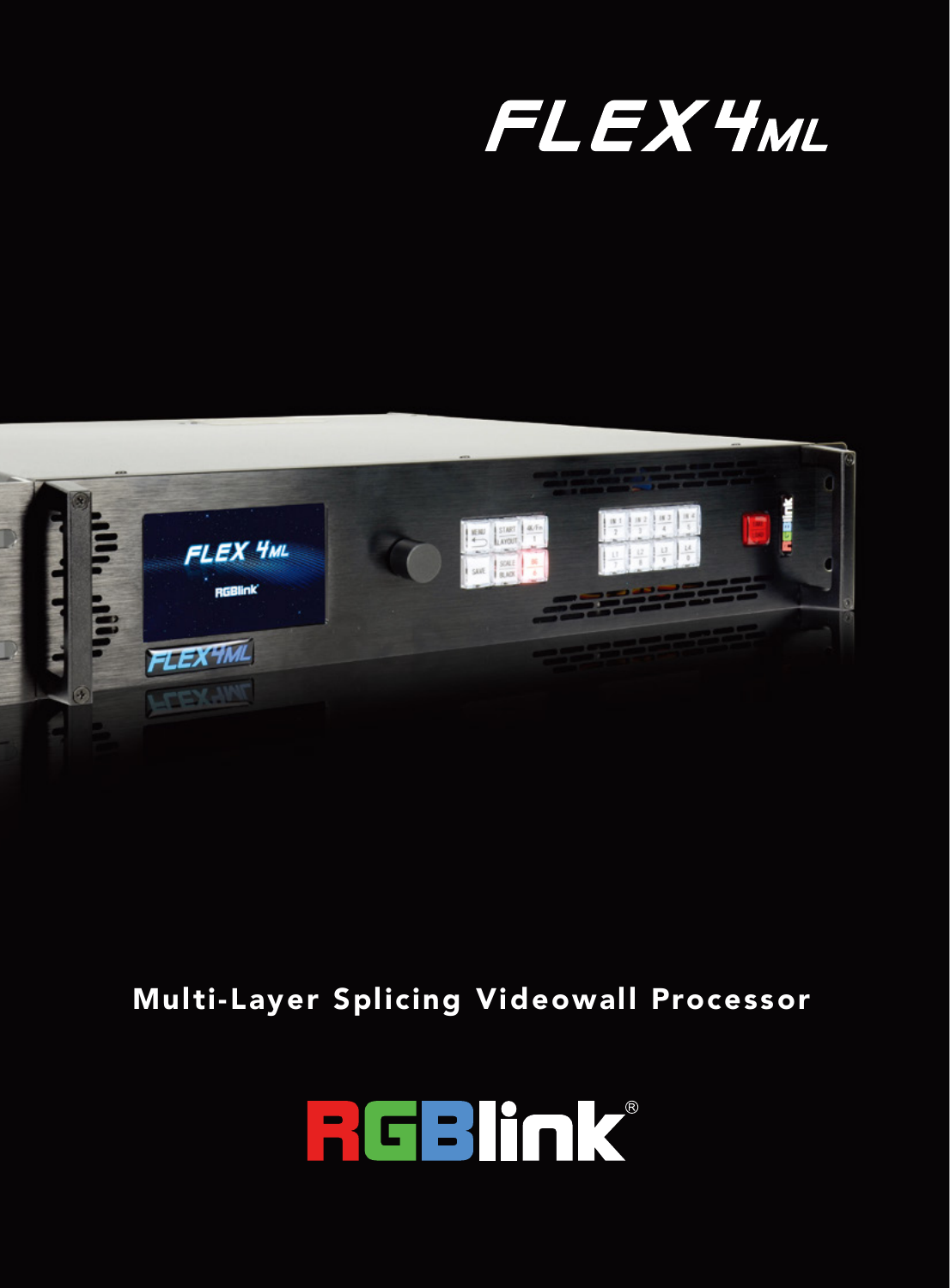# FLEX 4ML

## Multi-Layer Splicing Videowall Processor

RGBlink®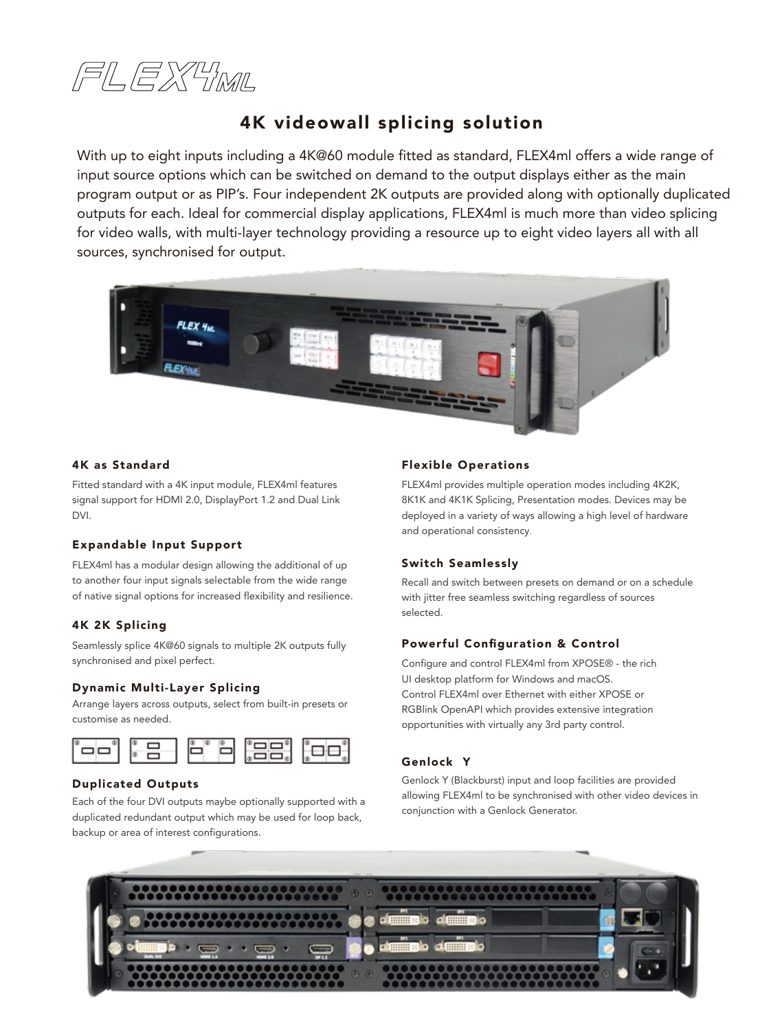# FLEX4ML

## 4K videowall splicing solution

With up to eight inputs including a 4K@60 module fitted as standard, FLEX4ml offers a wide range of input source options which can be switched on demand to the output displays either as the main program output or as PIP's. Four independent 2K outputs are provided along with optionally duplicated outputs for each. Ideal for commercial display applications, FLEX4ml is much more than video splicing for video walls, with multi-layer technology providing a resource up to eight video layers all with all sources, synchronised for output.

### 4K as Standard

Fitted standard with a 4K input module, FLEX4ml features signal support for HDMI 2.0, DisplayPort 1.2 and Dual Link DVI.

### Expandable Input Support

FLEX4ml has a modular design allowing the additional of up to another four input signals selectable from the wide range of native signal options for increased flexibility and resilience.

### 4K 2K Splicing

Seamlessly splice 4K@60 signals to multiple 2K outputs fully synchronised and pixel perfect.

### Dynamic Multi-Layer Splicing

Arrange layers across outputs, select from built-in presets or customise as needed.

### Duplicated Outputs

Each of the four DVI outputs maybe optionally supported with a duplicated redundant output which may be used for loop back, backup or area of interest configurations.

### Flexible Operations

FLEX4ml provides multiple operation modes including 4K2K, 8K1K and 4K1K Splicing, Presentation modes. Devices may be deployed in a variety of ways allowing a high level of hardware and operational consistency.

### Switch Seamlessly

Recall and switch between presets on demand or on a schedule with jitter free seamless switching regardless of sources selected.

### Powerful Configuration & Control

Configure and control FLEX4ml from XPOSE® - the rich UI desktop platform for Windows and macOS.
Control FLEX4ml over Ethernet with either XPOSE or RGBlink OpenAPI which provides extensive integration opportunities with virtually any 3rd party control.

### Genlock Y

Genlock Y (Blackburst) input and loop facilities are provided allowing FLEX4ml to be synchronised with other video devices in conjunction with a Genlock Generator.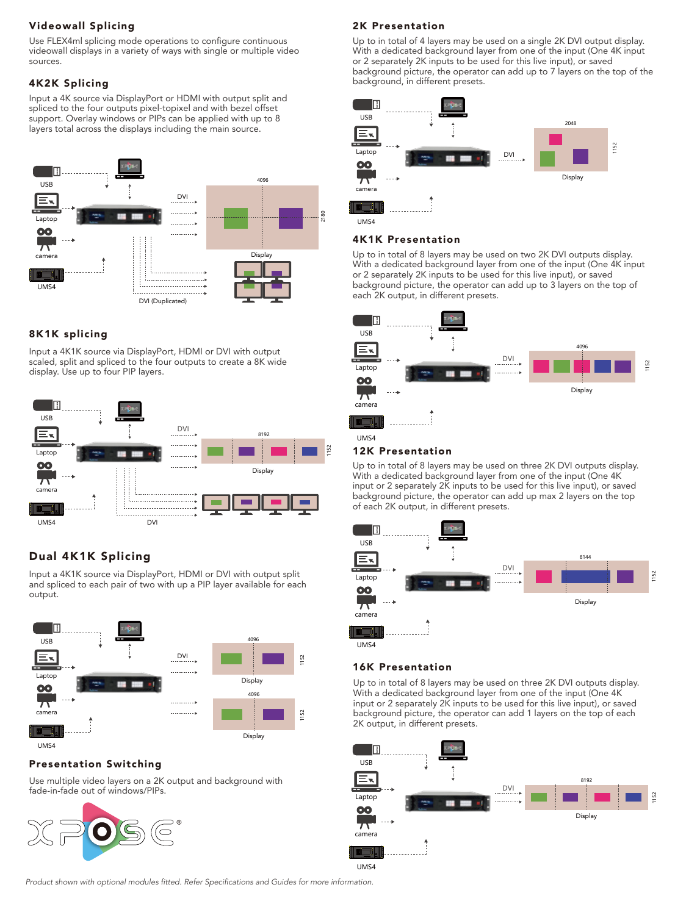## Videowall Splicing

Use FLEX4ml splicing mode operations to configure continuous videowall displays in a variety of ways with single or multiple video sources.

## 4K2K Splicing

Input a 4K source via DisplayPort or HDMI with output split and spliced to the four outputs pixel-topixel and with bezel offset support. Overlay windows or PIPs can be applied with up to 8 layers total across the displays including the main source.

USB
Laptop
camera
UMS4
DVI
4096
2180
Display
DVI (Duplicated)

## 8K1K splicing

Input a 4K1K source via DisplayPort, HDMI or DVI with output scaled, split and spliced to the four outputs to create a 8K wide display. Use up to four PIP layers.

USB
Laptop
camera
UMS4
DVI
8192
1152
Display
DVI

## Dual 4K1K Splicing

Input a 4K1K source via DisplayPort, HDMI or DVI with output split and spliced to each pair of two with up a PIP layer available for each output.

USB
Laptop
camera
UMS4
DVI
4096
1152
Display
4096
1152
Display

## Presentation Switching

Use multiple video layers on a 2K output and background with fade-in-fade out of windows/PIPs.

## 2K Presentation

Up to in total of 4 layers may be used on a single 2K DVI output display. With a dedicated background layer from one of the input (One 4K input or 2 separately 2K inputs to be used for this live input), or saved background picture, the operator can add up to 7 layers on the top of the background, in different presets.

USB
Laptop
camera
UMS4
DVI
2048
1152
Display

## 4K1K Presentation

Up to in total of 8 layers may be used on two 2K DVI outputs display. With a dedicated background layer from one of the input (One 4K input or 2 separately 2K inputs to be used for this live input), or saved background picture, the operator can add up to 3 layers on the top of each 2K output, in different presets.

USB
Laptop
camera
UMS4
DVI
4096
1152
Display

## 12K Presentation

Up to in total of 8 layers may be used on three 2K DVI outputs display. With a dedicated background layer from one of the input (One 4K input or 2 separately 2K inputs to be used for this live input), or saved background picture, the operator can add up max 2 layers on the top of each 2K output, in different presets.

USB
Laptop
camera
UMS4
DVI
6144
1152
Display

## 16K Presentation

Up to in total of 8 layers may be used on three 2K DVI outputs display. With a dedicated background layer from one of the input (One 4K input or 2 separately 2K inputs to be used for this live input), or saved background picture, the operator can add 1 layers on the top of each 2K output, in different presets.

USB
Laptop
camera
UMS4
DVI
8192
1152
Display

*Product shown with optional modules fitted. Refer Specifications and Guides for more information.*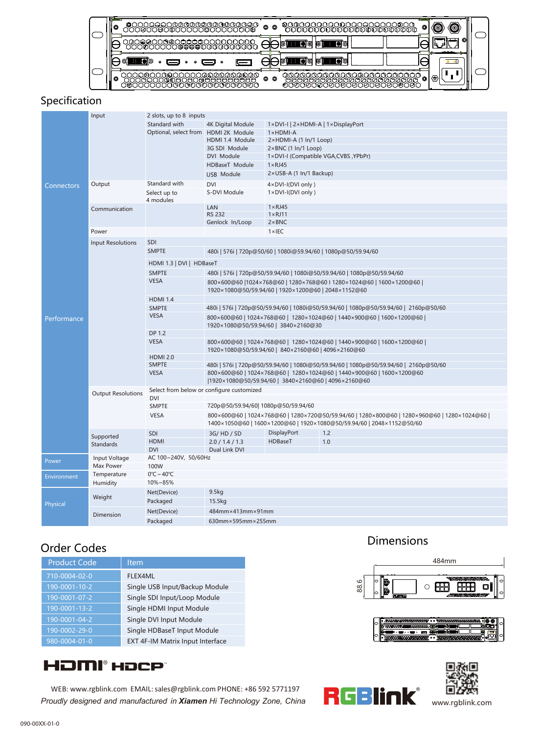## Specification

| | | | | | |
|---|---|---|---|---|---|
| Connectors | Input | 2 slots, up to 8 inputs | | | |
| | | Standard with | 4K Digital Module | 1×DVI-I \| 2×HDMI-A \| 1×DisplayPort | |
| | | Optional, select from | HDMI 2K Module | 1×HDMI-A | |
| | | | HDMI 1.4 Module | 2×HDMI-A (1 In/1 Loop) | |
| | | | 3G SDI Module | 2×BNC (1 In/1 Loop) | |
| | | | DVI Module | 1×DVI-I (Compatible VGA,CVBS ,YPbPr) | |
| | | | HDBaseT Module | 1×RJ45 | |
| | | | USB Module | 2×USB-A (1 In/1 Backup) | |
| | Output | Standard with | DVI | 4×DVI-I(DVI only ) | |
| | | Select up to 4 modules | S-DVI Module | 1×DVI-I(DVI only ) | |
| | Communication | | LAN | 1×RJ45 | |
| | | | RS 232 | 1×RJ11 | |
| | | | Genlock In/Loop | 2×BNC | |
| | Power | | | 1×IEC | |
| Performance | Input Resolutions | SDI | | | |
| | | SMPTE | 480i \| 576i \| 720p@50/60 \| 1080i@59.94/60 \| 1080p@50/59.94/60 | | |
| | | HDMI 1.3 \| DVI \| HDBaseT | | | |
| | | SMPTE | 480i \| 576i \| 720p@50/59.94/60 \| 1080i@50/59.94/60 \| 1080p@50/59.94/60 | | |
| | | VESA | 800×600@60 \|1024×768@60 \| 1280×768@60 I 1280×1024@60 \| 1600×1200@60 \| 1920×1080@50/59.94/60 \| 1920×1200@60 \| 2048×1152@60 | | |
| | | HDMI 1.4 | | | |
| | | SMPTE | 480i \| 576i \| 720p@50/59.94/60 \| 1080i@50/59.94/60 \| 1080p@50/59.94/60 \| 2160p@50/60 | | |
| | | VESA | 800×600@60 \| 1024×768@60 \| 1280×1024@60 \| 1440×900@60 \| 1600×1200@60 \| 1920×1080@50/59.94/60 \| 3840×2160@30 | | |
| | | DP 1.2 | | | |
| | | VESA | 800×600@60 \| 1024×768@60 \| 1280×1024@60 \| 1440×900@60 \| 1600×1200@60 \| 1920×1080@50/59.94/60 \| 840×2160@60 \| 4096×2160@60 | | |
| | | HDMI 2.0 | | | |
| | | SMPTE | 480i \| 576i \| 720p@50/59.94/60 \| 1080i@50/59.94/60 \| 1080p@50/59.94/60 \| 2160p@50/60 | | |
| | | VESA | 800×600@60 \| 1024×768@60 \| 1280×1024@60 \| 1440×900@60 \| 1600×1200@60 \|1920×1080@50/59.94/60 \| 3840×2160@60 \| 4096×2160@60 | | |
| | Output Resolutions | Select from below or configure customized | | | |
| | | DVI | | | |
| | | SMPTE | 720p@50/59.94/60\| 1080p@50/59.94/60 | | |
| | | VESA | 800×600@60 \| 1024×768@60 \| 1280×720@50/59.94/60 \| 1280×800@60 \| 1280×960@60 \| 1280×1024@60 \| 1400×1050@60 \| 1600×1200@60 \| 1920×1080@50/59.94/60 \| 2048×1152@50/60 | | |
| | Supported Standards | SDI | 3G/ HD / SD | DisplayPort | 1.2 |
| | | HDMI | 2.0 / 1.4 / 1.3 | HDBaseT | 1.0 |
| | | DVI | Dual Link DVI | | |
| Power | Input Voltage | AC 100~240V, 50/60Hz | | | |
| | Max Power | 100W | | | |
| Environment | Temperature | 0℃~40℃ | | | |
| | Humidity | 10%~85% | | | |
| Physical | Weight | Net(Device) | 9.5kg | | |
| | | Packaged | 15.5kg | | |
| | Dimension | Net(Device) | 484mm×413mm×91mm | | |
| | | Packaged | 630mm×595mm×255mm | | |

## Order Codes

| Product Code | Item |
|---|---|
| 710-0004-02-0 | FLEX4ML |
| 190-0001-10-2 | Single USB Input/Backup Module |
| 190-0001-07-2 | Single SDI Input/Loop Module |
| 190-0001-13-2 | Single HDMI Input Module |
| 190-0001-04-2 | Single DVI Input Module |
| 190-0002-29-0 | Single HDBaseT Input Module |
| 980-0004-01-0 | EXT 4F-IM Matrix Input Interface |

## Dimensions

484mm

88.6

WEB: www.rgblink.com EMAIL: sales@rgblink.com PHONE: +86 592 5771197

*Proudly designed and manufactured in **Xiamen** Hi Technology Zone, China*

www.rgblink.com

090-00XX-01-0